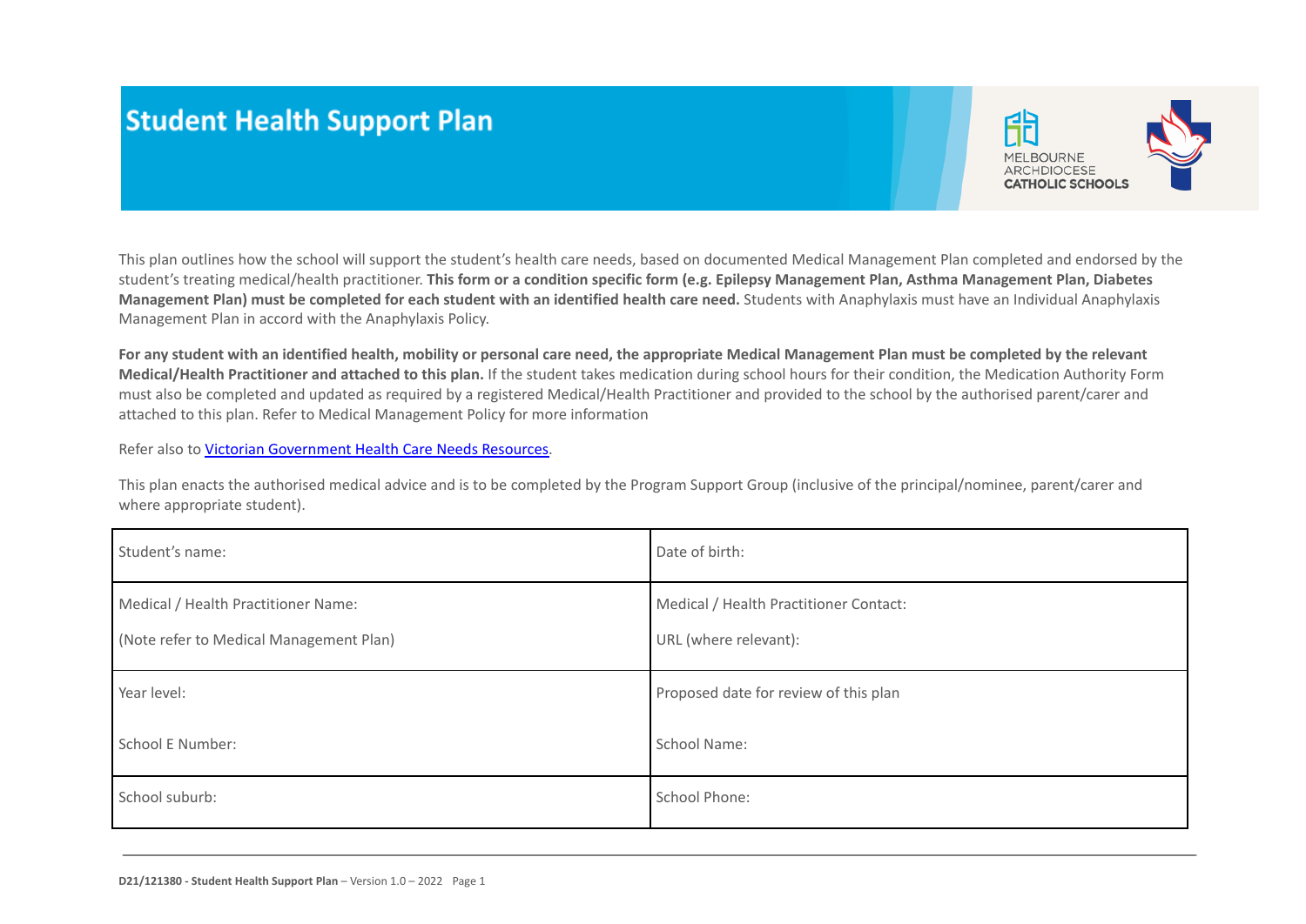# Student Health Support Plan

MELBOURNE ARCHDIOCESE CATHOLIC SCHOOLS

This plan outlines how the school will support the student's health care needs, based on documented Medical Management Plan completed and endorsed by the student's treating medical/health practitioner. **This form or a condition specific form (e.g. Epilepsy Management Plan, Asthma Management Plan, Diabetes Management Plan) must be completed for each student with an identified health care need.** Students with Anaphylaxis must have an Individual Anaphylaxis Management Plan in accord with the Anaphylaxis Policy.

**For any student with an identified health, mobility or personal care need, the appropriate Medical Management Plan must be completed by the relevant Medical/Health Practitioner and attached to this plan.** If the student takes medication during school hours for their condition, the Medication Authority Form must also be completed and updated as required by a registered Medical/Health Practitioner and provided to the school by the authorised parent/carer and attached to this plan. Refer to Medical Management Policy for more information

Refer also to [Victorian Government Health Care Needs Resources](Victorian Government Health Care Needs Resources).

This plan enacts the authorised medical advice and is to be completed by the Program Support Group (inclusive of the principal/nominee, parent/carer and where appropriate student).

| Student's name: | Date of birth: |
| --- | --- |
| Medical / Health Practitioner Name:<br><br>(Note refer to Medical Management Plan) | Medical / Health Practitioner Contact:<br><br>URL (where relevant): |
| Year level:<br><br>School E Number: | Proposed date for review of this plan<br><br>School Name: |
| School suburb: | School Phone: |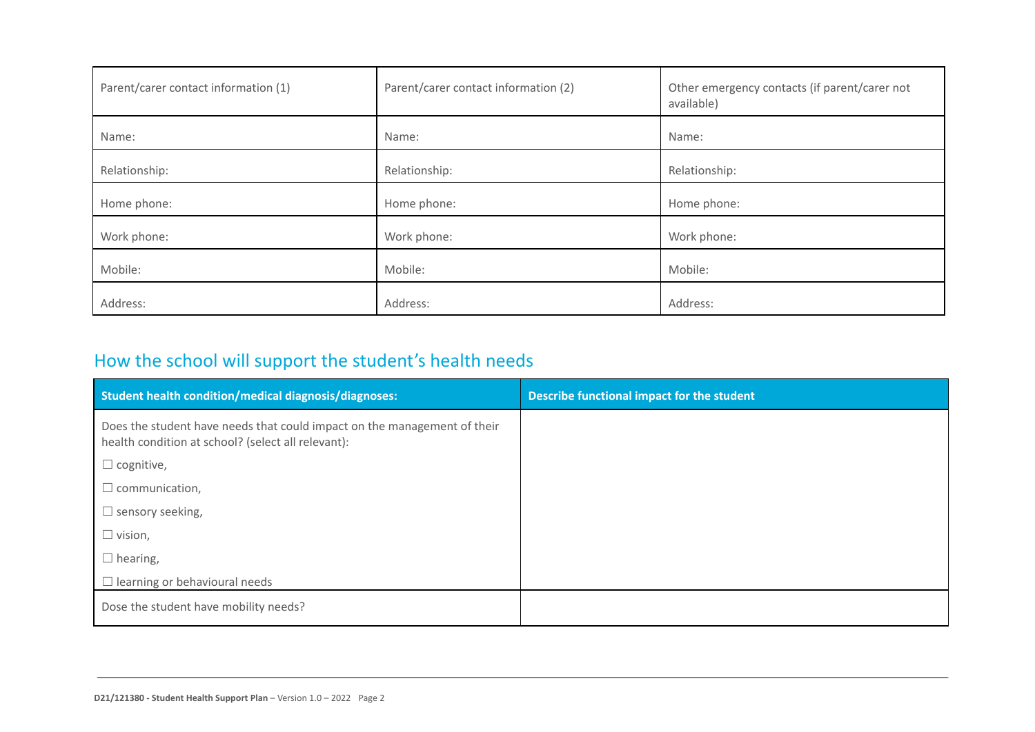| Parent/carer contact information (1) | Parent/carer contact information (2) | Other emergency contacts (if parent/carer not available) |
|---|---|---|
| Name: | Name: | Name: |
| Relationship: | Relationship: | Relationship: |
| Home phone: | Home phone: | Home phone: |
| Work phone: | Work phone: | Work phone: |
| Mobile: | Mobile: | Mobile: |
| Address: | Address: | Address: |

## How the school will support the student's health needs

| Student health condition/medical diagnosis/diagnoses: | Describe functional impact for the student |
|---|---|
| Does the student have needs that could impact on the management of their health condition at school? (select all relevant):<br>☐ cognitive,<br>☐ communication,<br>☐ sensory seeking,<br>☐ vision,<br>☐ hearing,<br>☐ learning or behavioural needs | |
| Dose the student have mobility needs? | |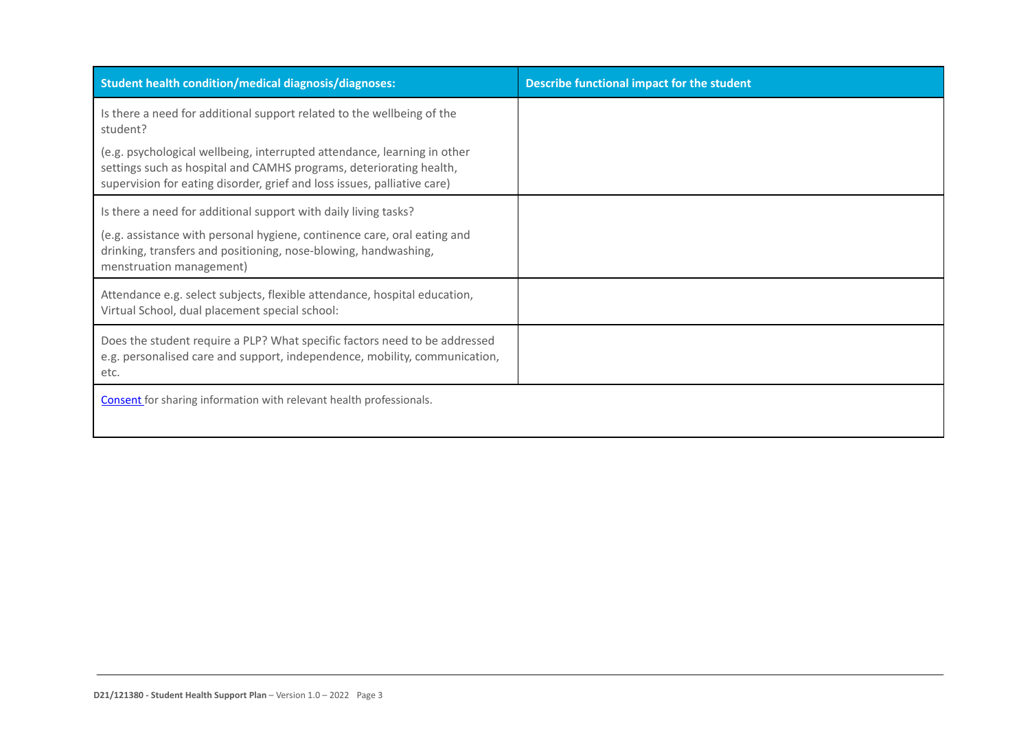| Student health condition/medical diagnosis/diagnoses: | Describe functional impact for the student |
| --- | --- |
| Is there a need for additional support related to the wellbeing of the student?<br><br>(e.g. psychological wellbeing, interrupted attendance, learning in other settings such as hospital and CAMHS programs, deteriorating health, supervision for eating disorder, grief and loss issues, palliative care) | |
| Is there a need for additional support with daily living tasks?<br><br>(e.g. assistance with personal hygiene, continence care, oral eating and drinking, transfers and positioning, nose-blowing, handwashing, menstruation management) | |
| Attendance e.g. select subjects, flexible attendance, hospital education, Virtual School, dual placement special school: | |
| Does the student require a PLP? What specific factors need to be addressed e.g. personalised care and support, independence, mobility, communication, etc. | |
| Consent for sharing information with relevant health professionals. | |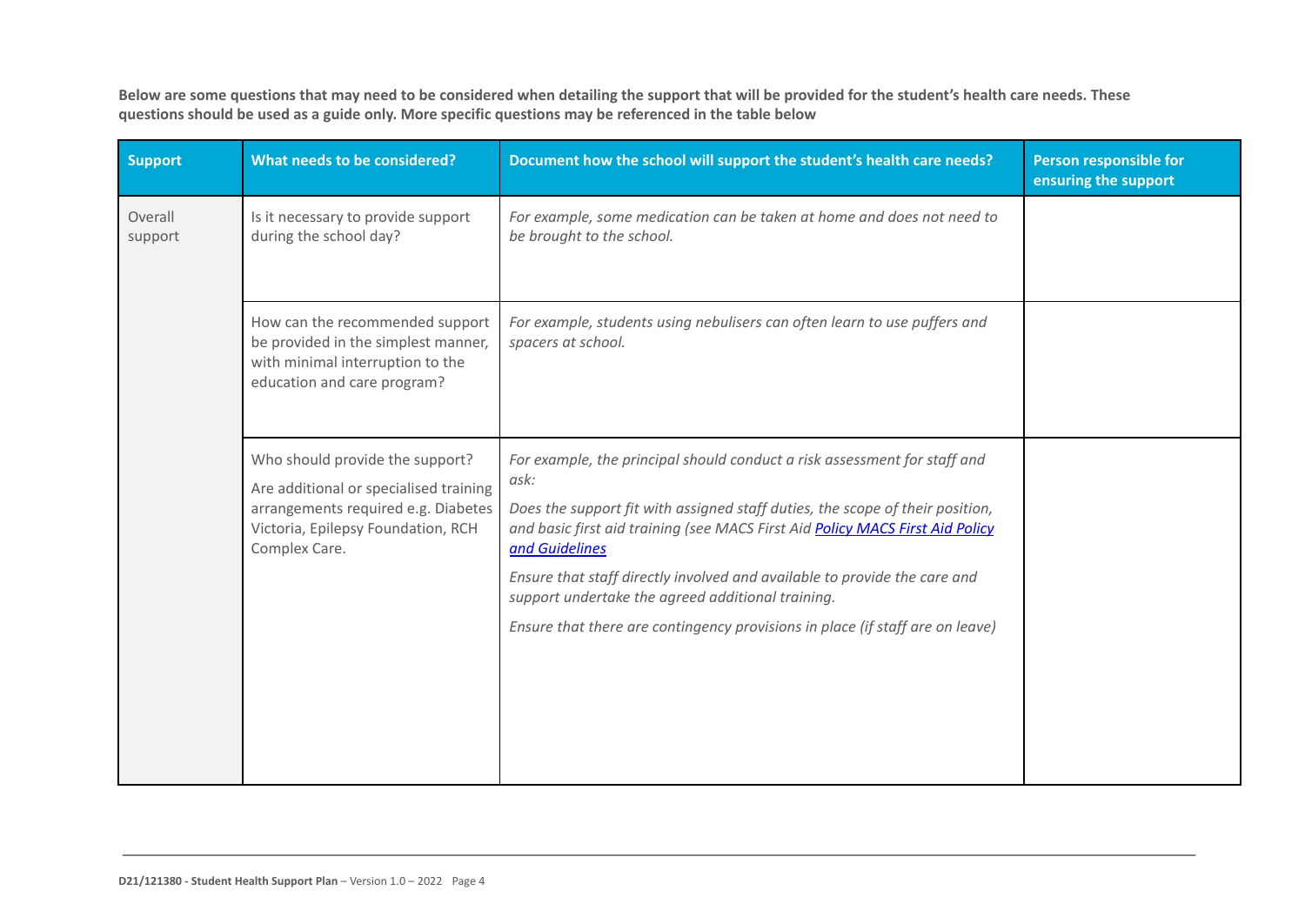**Below are some questions that may need to be considered when detailing the support that will be provided for the student's health care needs. These questions should be used as a guide only. More specific questions may be referenced in the table below**

| Support | What needs to be considered? | Document how the school will support the student's health care needs? | Person responsible for ensuring the support |
|---|---|---|---|
| Overall support | Is it necessary to provide support during the school day? | *For example, some medication can be taken at home and does not need to be brought to the school.* | |
| | How can the recommended support be provided in the simplest manner, with minimal interruption to the education and care program? | *For example, students using nebulisers can often learn to use puffers and spacers at school.* | |
| | Who should provide the support? Are additional or specialised training arrangements required e.g. Diabetes Victoria, Epilepsy Foundation, RCH Complex Care. | *For example, the principal should conduct a risk assessment for staff and ask:* *Does the support fit with assigned staff duties, the scope of their position, and basic first aid training (see MACS First Aid [Policy MACS First Aid Policy and Guidelines]* *Ensure that staff directly involved and available to provide the care and support undertake the agreed additional training.* *Ensure that there are contingency provisions in place (if staff are on leave)* | |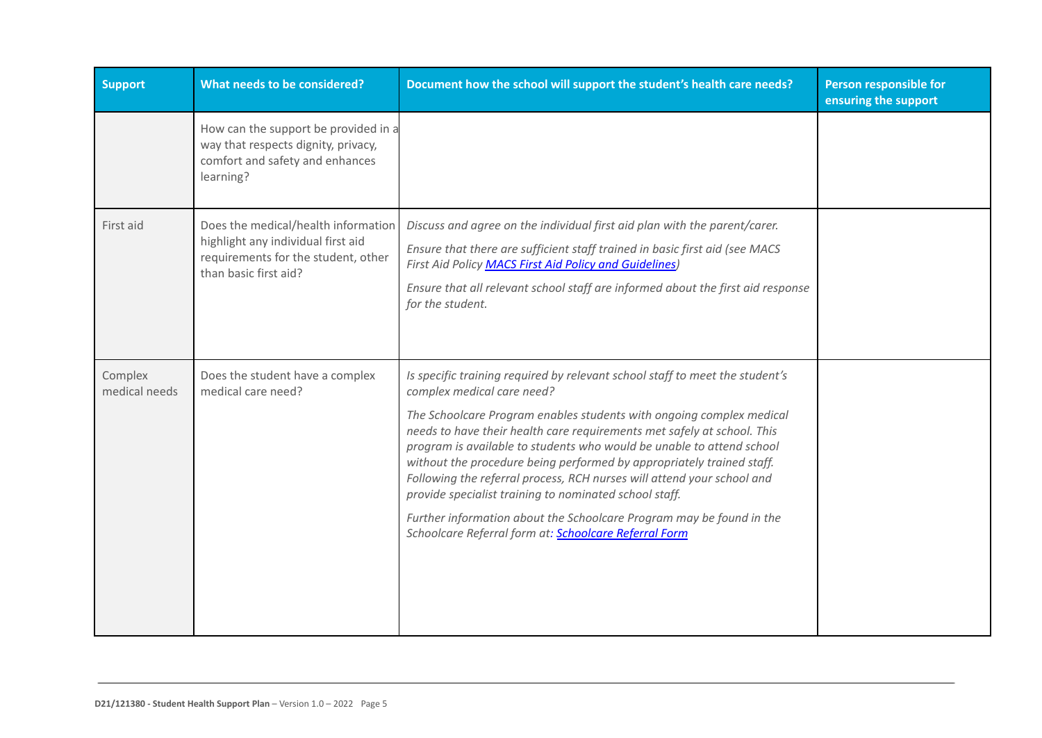| Support | What needs to be considered? | Document how the school will support the student's health care needs? | Person responsible for ensuring the support |
|---|---|---|---|
| | How can the support be provided in a way that respects dignity, privacy, comfort and safety and enhances learning? | | |
| First aid | Does the medical/health information highlight any individual first aid requirements for the student, other than basic first aid? | *Discuss and agree on the individual first aid plan with the parent/carer.*<br><br>*Ensure that there are sufficient staff trained in basic first aid (see MACS First Aid Policy [MACS First Aid Policy and Guidelines](#))*<br><br>*Ensure that all relevant school staff are informed about the first aid response for the student.* | |
| Complex medical needs | Does the student have a complex medical care need? | *Is specific training required by relevant school staff to meet the student's complex medical care need?*<br><br>*The Schoolcare Program enables students with ongoing complex medical needs to have their health care requirements met safely at school. This program is available to students who would be unable to attend school without the procedure being performed by appropriately trained staff. Following the referral process, RCH nurses will attend your school and provide specialist training to nominated school staff.*<br><br>*Further information about the Schoolcare Program may be found in the Schoolcare Referral form at: [Schoolcare Referral Form](#)* | |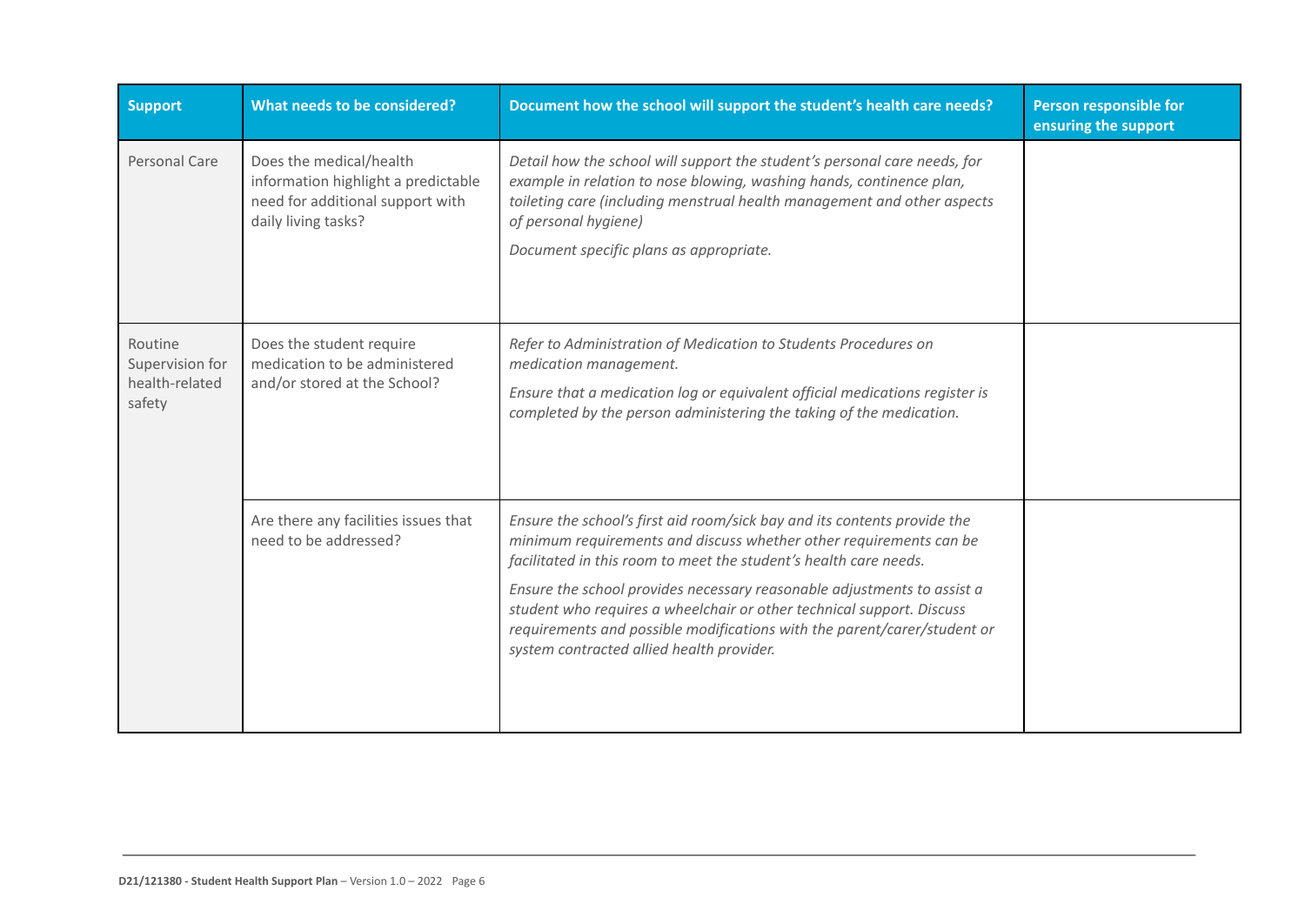| Support | What needs to be considered? | Document how the school will support the student's health care needs? | Person responsible for ensuring the support |
| --- | --- | --- | --- |
| Personal Care | Does the medical/health information highlight a predictable need for additional support with daily living tasks? | *Detail how the school will support the student's personal care needs, for example in relation to nose blowing, washing hands, continence plan, toileting care (including menstrual health management and other aspects of personal hygiene)*<br>*Document specific plans as appropriate.* | |
| Routine Supervision for health-related safety | Does the student require medication to be administered and/or stored at the School? | *Refer to Administration of Medication to Students Procedures on medication management.*<br>*Ensure that a medication log or equivalent official medications register is completed by the person administering the taking of the medication.* | |
| | Are there any facilities issues that need to be addressed? | *Ensure the school's first aid room/sick bay and its contents provide the minimum requirements and discuss whether other requirements can be facilitated in this room to meet the student's health care needs.*<br>*Ensure the school provides necessary reasonable adjustments to assist a student who requires a wheelchair or other technical support. Discuss requirements and possible modifications with the parent/carer/student or system contracted allied health provider.* | |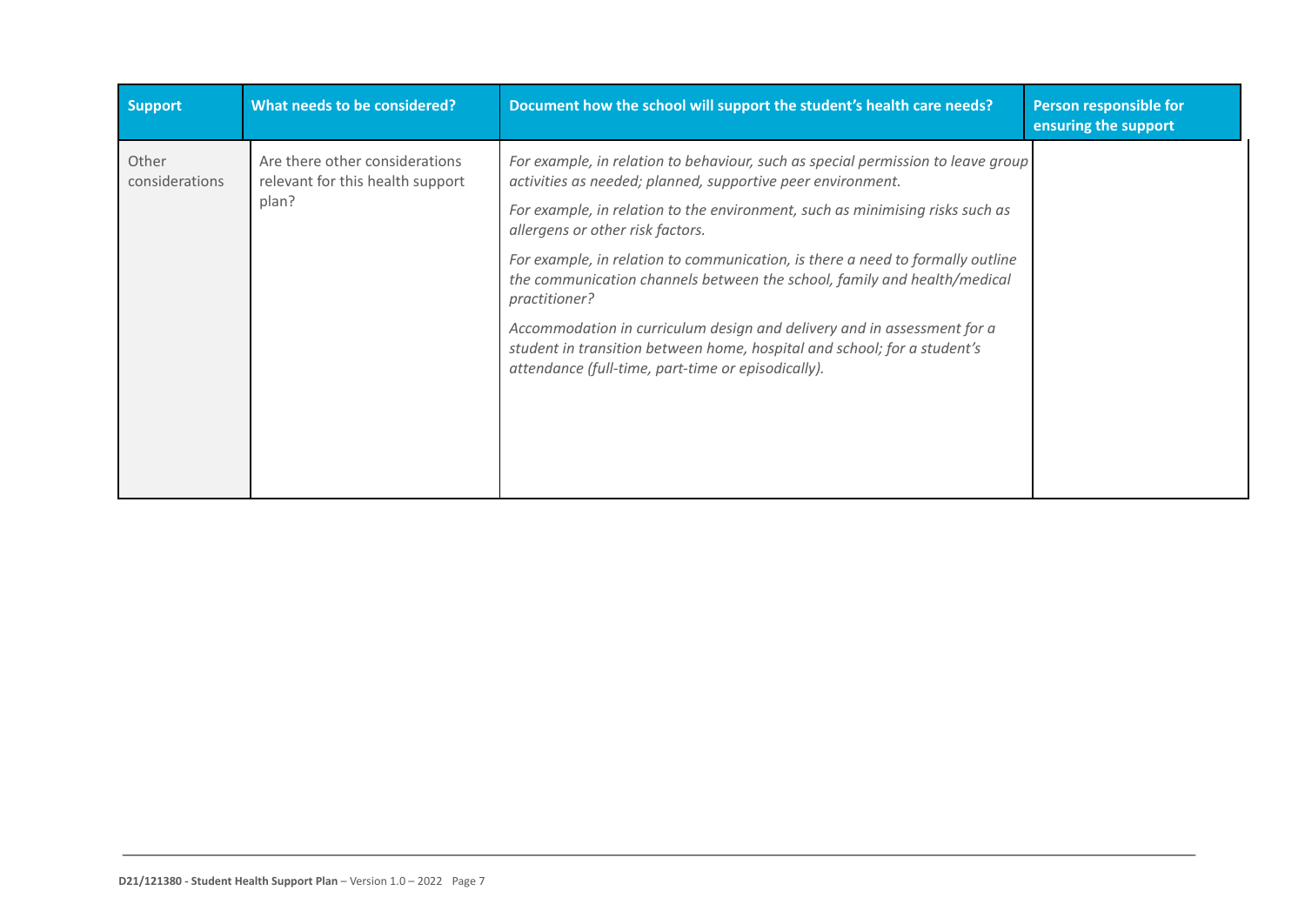| Support | What needs to be considered? | Document how the school will support the student's health care needs? | Person responsible for ensuring the support |
| --- | --- | --- | --- |
| Other considerations | Are there other considerations relevant for this health support plan? | *For example, in relation to behaviour, such as special permission to leave group activities as needed; planned, supportive peer environment.*<br><br>*For example, in relation to the environment, such as minimising risks such as allergens or other risk factors.*<br><br>*For example, in relation to communication, is there a need to formally outline the communication channels between the school, family and health/medical practitioner?*<br><br>*Accommodation in curriculum design and delivery and in assessment for a student in transition between home, hospital and school; for a student's attendance (full-time, part-time or episodically).* | |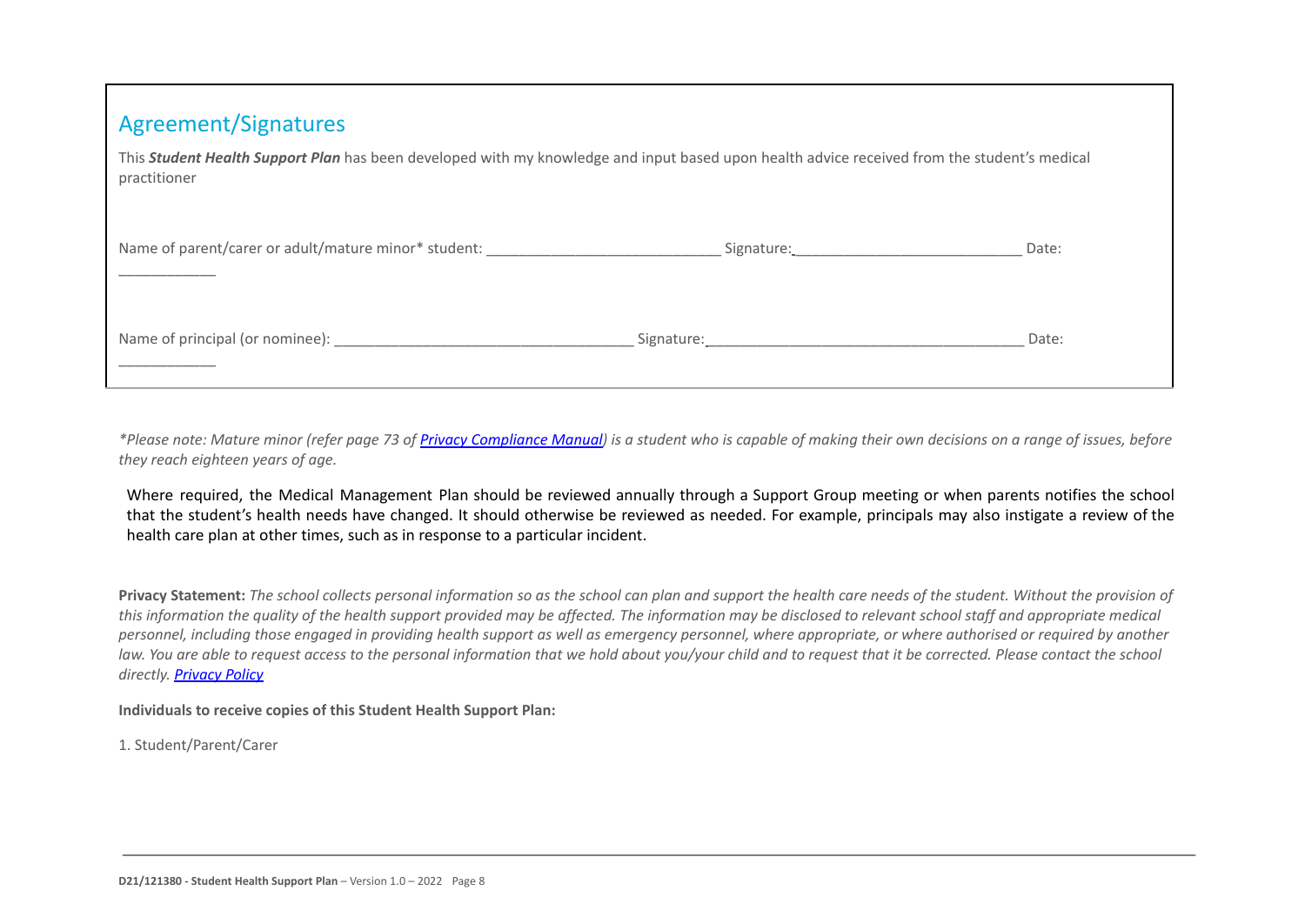## Agreement/Signatures

This ***Student Health Support Plan*** has been developed with my knowledge and input based upon health advice received from the student's medical practitioner

Name of parent/carer or adult/mature minor* student: ____________________________ Signature:____________________________ Date: ____________

Name of principal (or nominee): ____________________________________ Signature:_______________________________________ Date: ____________

*\*Please note: Mature minor (refer page 73 of [Privacy Compliance Manual](#)) is a student who is capable of making their own decisions on a range of issues, before they reach eighteen years of age.*

Where required, the Medical Management Plan should be reviewed annually through a Support Group meeting or when parents notifies the school that the student's health needs have changed. It should otherwise be reviewed as needed. For example, principals may also instigate a review of the health care plan at other times, such as in response to a particular incident.

**Privacy Statement:** *The school collects personal information so as the school can plan and support the health care needs of the student. Without the provision of this information the quality of the health support provided may be affected. The information may be disclosed to relevant school staff and appropriate medical personnel, including those engaged in providing health support as well as emergency personnel, where appropriate, or where authorised or required by another law. You are able to request access to the personal information that we hold about you/your child and to request that it be corrected. Please contact the school directly. [Privacy Policy](#)*

**Individuals to receive copies of this Student Health Support Plan:**

1. Student/Parent/Carer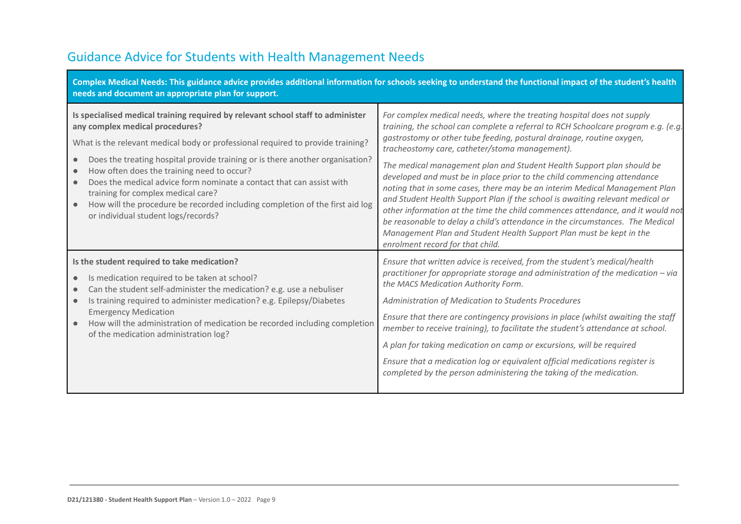## Guidance Advice for Students with Health Management Needs

| **Complex Medical Needs: This guidance advice provides additional information for schools seeking to understand the functional impact of the student's health needs and document an appropriate plan for support.** | |
|---|---|
| **Is specialised medical training required by relevant school staff to administer any complex medical procedures?**<br><br>What is the relevant medical body or professional required to provide training?<br><br>• Does the treating hospital provide training or is there another organisation?<br>• How often does the training need to occur?<br>• Does the medical advice form nominate a contact that can assist with training for complex medical care?<br>• How will the procedure be recorded including completion of the first aid log or individual student logs/records? | *For complex medical needs, where the treating hospital does not supply training, the school can complete a referral to RCH Schoolcare program e.g. (e.g. gastrostomy or other tube feeding, postural drainage, routine oxygen, tracheostomy care, catheter/stoma management).*<br><br>*The medical management plan and Student Health Support plan should be developed and must be in place prior to the child commencing attendance noting that in some cases, there may be an interim Medical Management Plan and Student Health Support Plan if the school is awaiting relevant medical or other information at the time the child commences attendance, and it would not be reasonable to delay a child's attendance in the circumstances. The Medical Management Plan and Student Health Support Plan must be kept in the enrolment record for that child.* |
| **Is the student required to take medication?**<br><br>• Is medication required to be taken at school?<br>• Can the student self-administer the medication? e.g. use a nebuliser<br>• Is training required to administer medication? e.g. Epilepsy/Diabetes Emergency Medication<br>• How will the administration of medication be recorded including completion of the medication administration log? | *Ensure that written advice is received, from the student's medical/health practitioner for appropriate storage and administration of the medication – via the MACS Medication Authority Form.*<br><br>*Administration of Medication to Students Procedures*<br><br>*Ensure that there are contingency provisions in place (whilst awaiting the staff member to receive training), to facilitate the student's attendance at school.*<br><br>*A plan for taking medication on camp or excursions, will be required*<br><br>*Ensure that a medication log or equivalent official medications register is completed by the person administering the taking of the medication.* |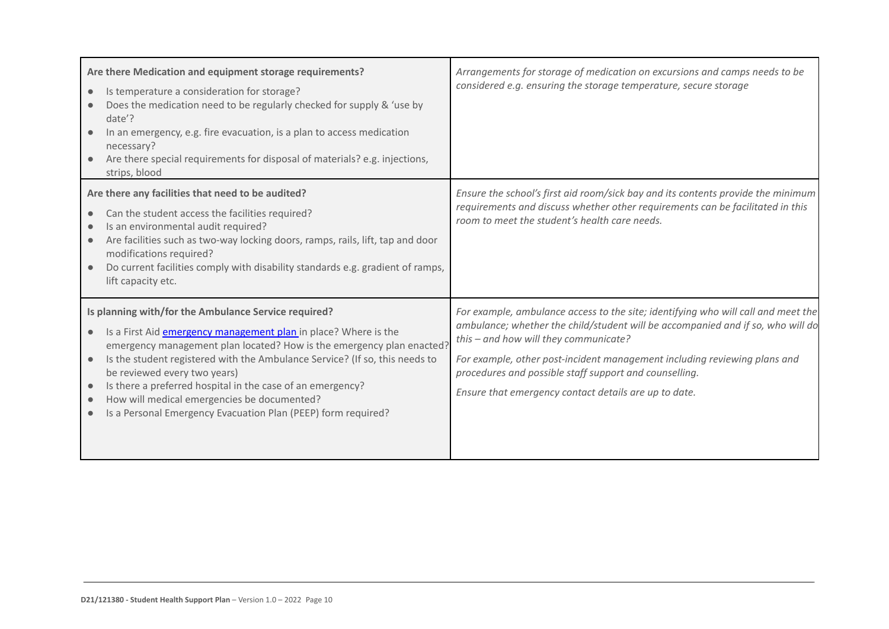| | |
|---|---|
| **Are there Medication and equipment storage requirements?**<br>• Is temperature a consideration for storage?<br>• Does the medication need to be regularly checked for supply & 'use by date'?<br>• In an emergency, e.g. fire evacuation, is a plan to access medication necessary?<br>• Are there special requirements for disposal of materials? e.g. injections, strips, blood | *Arrangements for storage of medication on excursions and camps needs to be considered e.g. ensuring the storage temperature, secure storage* |
| **Are there any facilities that need to be audited?**<br>• Can the student access the facilities required?<br>• Is an environmental audit required?<br>• Are facilities such as two-way locking doors, ramps, rails, lift, tap and door modifications required?<br>• Do current facilities comply with disability standards e.g. gradient of ramps, lift capacity etc. | *Ensure the school's first aid room/sick bay and its contents provide the minimum requirements and discuss whether other requirements can be facilitated in this room to meet the student's health care needs.* |
| **Is planning with/for the Ambulance Service required?**<br>• Is a First Aid emergency management plan in place? Where is the emergency management plan located? How is the emergency plan enacted?<br>• Is the student registered with the Ambulance Service? (If so, this needs to be reviewed every two years)<br>• Is there a preferred hospital in the case of an emergency?<br>• How will medical emergencies be documented?<br>• Is a Personal Emergency Evacuation Plan (PEEP) form required? | *For example, ambulance access to the site; identifying who will call and meet the ambulance; whether the child/student will be accompanied and if so, who will do this – and how will they communicate?*<br><br>*For example, other post-incident management including reviewing plans and procedures and possible staff support and counselling.*<br><br>*Ensure that emergency contact details are up to date.* |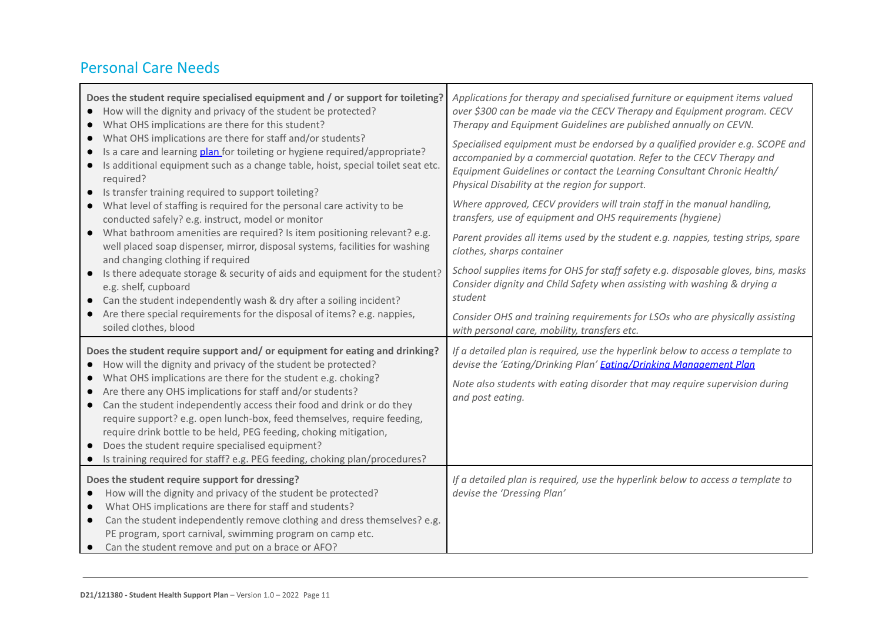## Personal Care Needs

| | |
|---|---|
| **Does the student require specialised equipment and / or support for toileting?**<br>• How will the dignity and privacy of the student be protected?<br>• What OHS implications are there for this student?<br>• What OHS implications are there for staff and/or students?<br>• Is a care and learning [plan](#) for toileting or hygiene required/appropriate?<br>• Is additional equipment such as a change table, hoist, special toilet seat etc. required?<br>• Is transfer training required to support toileting?<br>• What level of staffing is required for the personal care activity to be conducted safely? e.g. instruct, model or monitor<br>• What bathroom amenities are required? Is item positioning relevant? e.g. well placed soap dispenser, mirror, disposal systems, facilities for washing and changing clothing if required<br>• Is there adequate storage & security of aids and equipment for the student? e.g. shelf, cupboard<br>• Can the student independently wash & dry after a soiling incident?<br>• Are there special requirements for the disposal of items? e.g. nappies, soiled clothes, blood | *Applications for therapy and specialised furniture or equipment items valued over $300 can be made via the CECV Therapy and Equipment program. CECV Therapy and Equipment Guidelines are published annually on CEVN.*<br><br>*Specialised equipment must be endorsed by a qualified provider e.g. SCOPE and accompanied by a commercial quotation. Refer to the CECV Therapy and Equipment Guidelines or contact the Learning Consultant Chronic Health/ Physical Disability at the region for support.*<br><br>*Where approved, CECV providers will train staff in the manual handling, transfers, use of equipment and OHS requirements (hygiene)*<br><br>*Parent provides all items used by the student e.g. nappies, testing strips, spare clothes, sharps container*<br><br>*School supplies items for OHS for staff safety e.g. disposable gloves, bins, masks Consider dignity and Child Safety when assisting with washing & drying a student*<br><br>*Consider OHS and training requirements for LSOs who are physically assisting with personal care, mobility, transfers etc.* |
| **Does the student require support and/ or equipment for eating and drinking?**<br>• How will the dignity and privacy of the student be protected?<br>• What OHS implications are there for the student e.g. choking?<br>• Are there any OHS implications for staff and/or students?<br>• Can the student independently access their food and drink or do they require support? e.g. open lunch-box, feed themselves, require feeding, require drink bottle to be held, PEG feeding, choking mitigation,<br>• Does the student require specialised equipment?<br>• Is training required for staff? e.g. PEG feeding, choking plan/procedures? | *If a detailed plan is required, use the hyperlink below to access a template to devise the 'Eating/Drinking Plan'* [*Eating/Drinking Management Plan*](#)<br><br>*Note also students with eating disorder that may require supervision during and post eating.* |
| **Does the student require support for dressing?**<br>• How will the dignity and privacy of the student be protected?<br>• What OHS implications are there for staff and students?<br>• Can the student independently remove clothing and dress themselves? e.g. PE program, sport carnival, swimming program on camp etc.<br>• Can the student remove and put on a brace or AFO? | *If a detailed plan is required, use the hyperlink below to access a template to devise the 'Dressing Plan'* |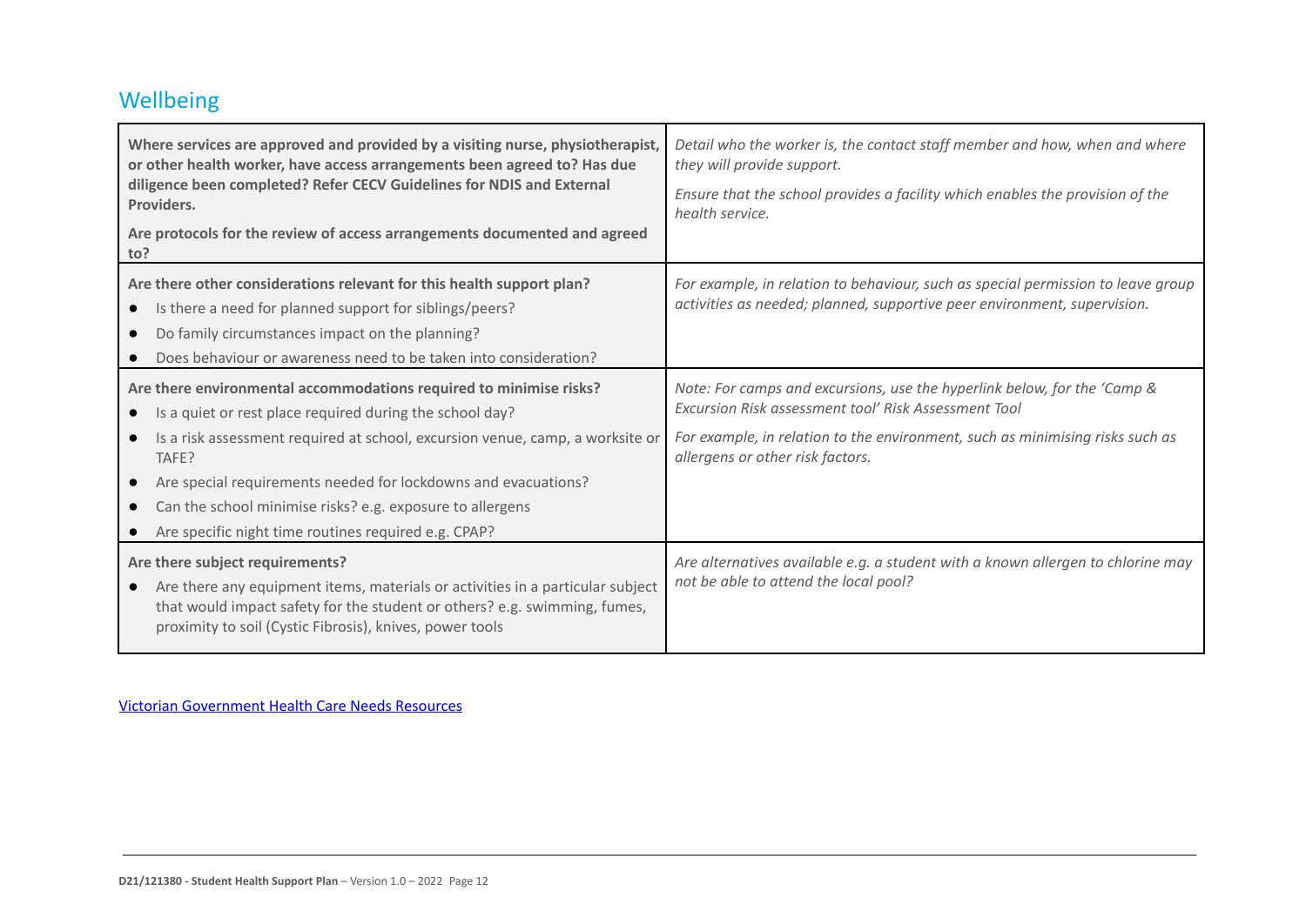## Wellbeing

| | |
|---|---|
| **Where services are approved and provided by a visiting nurse, physiotherapist, or other health worker, have access arrangements been agreed to? Has due diligence been completed? Refer CECV Guidelines for NDIS and External Providers.**<br><br>**Are protocols for the review of access arrangements documented and agreed to?** | *Detail who the worker is, the contact staff member and how, when and where they will provide support.*<br><br>*Ensure that the school provides a facility which enables the provision of the health service.* |
| **Are there other considerations relevant for this health support plan?**<br>● Is there a need for planned support for siblings/peers?<br>● Do family circumstances impact on the planning?<br>● Does behaviour or awareness need to be taken into consideration? | *For example, in relation to behaviour, such as special permission to leave group activities as needed; planned, supportive peer environment, supervision.* |
| **Are there environmental accommodations required to minimise risks?**<br>● Is a quiet or rest place required during the school day?<br>● Is a risk assessment required at school, excursion venue, camp, a worksite or TAFE?<br>● Are special requirements needed for lockdowns and evacuations?<br>● Can the school minimise risks? e.g. exposure to allergens<br>● Are specific night time routines required e.g. CPAP? | *Note: For camps and excursions, use the hyperlink below, for the 'Camp & Excursion Risk assessment tool' Risk Assessment Tool*<br><br>*For example, in relation to the environment, such as minimising risks such as allergens or other risk factors.* |
| **Are there subject requirements?**<br>● Are there any equipment items, materials or activities in a particular subject that would impact safety for the student or others? e.g. swimming, fumes, proximity to soil (Cystic Fibrosis), knives, power tools | *Are alternatives available e.g. a student with a known allergen to chlorine may not be able to attend the local pool?* |

Victorian Government Health Care Needs Resources